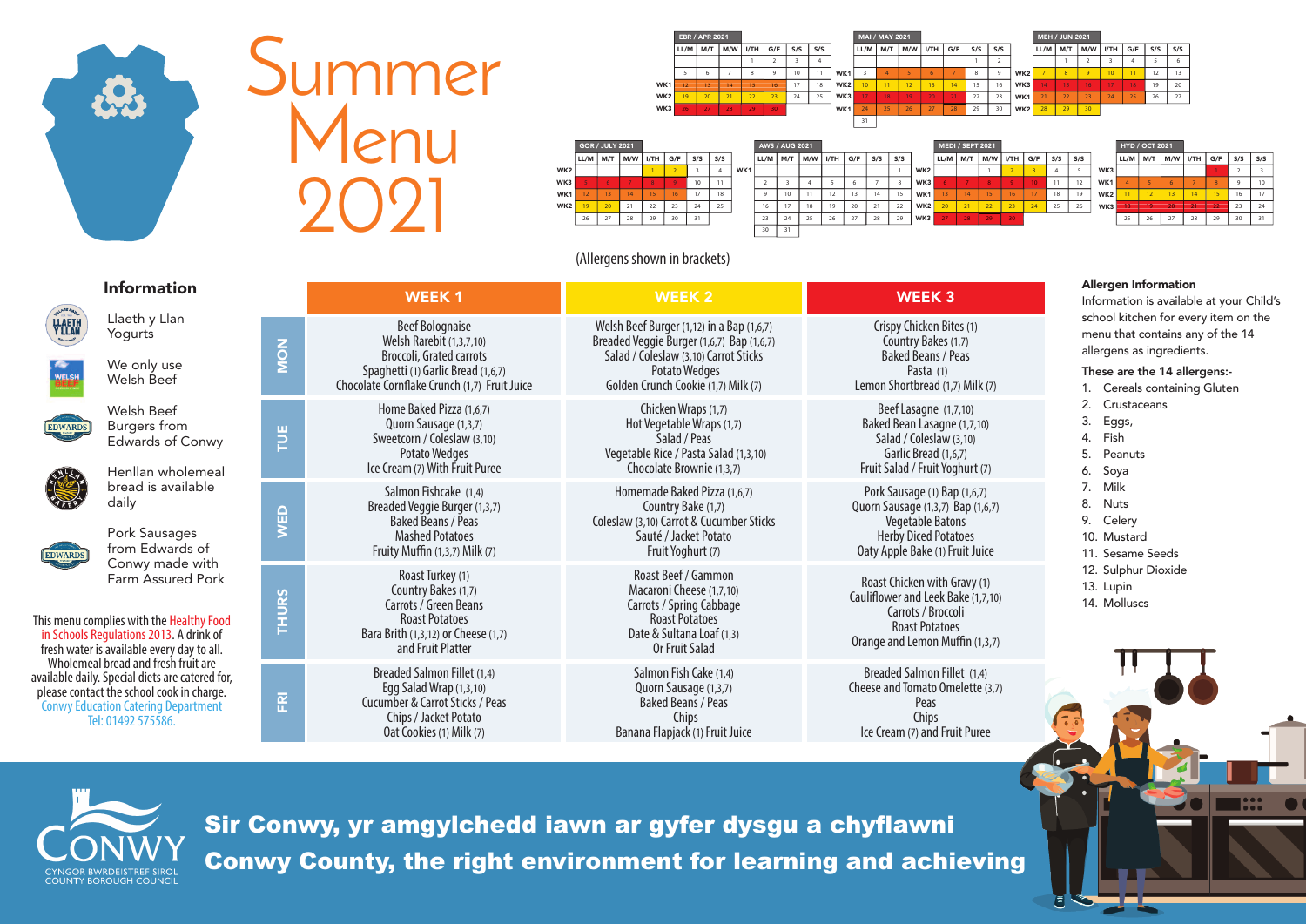# Summer Menu 2021

**EBR / APR 2021**

| | LL/M | M/T | M/W | I/TH | G/F | S/S | S/S |
|---|---|---|---|---|---|---|---|
| | | | | 1 | 2 | 3 | 4 |
| | 5 | 6 | 7 | 8 | 9 | 10 | 11 |
| WK1 | 12 | 13 | 14 | 15 | 16 | 17 | 18 |
| WK2 | 19 | 20 | 21 | 22 | 23 | 24 | 25 |
| WK3 | 26 | 27 | 28 | 29 | 30 | | |

**MAI / MAY 2021**

| | LL/M | M/T | M/W | I/TH | G/F | S/S | S/S |
|---|---|---|---|---|---|---|---|
| | | | | | | 1 | 2 |
| WK1 | 3 | 4 | 5 | 6 | 7 | 8 | 9 |
| WK2 | 10 | 11 | 12 | 13 | 14 | 15 | 16 |
| WK3 | 17 | 18 | 19 | 20 | 21 | 22 | 23 |
| WK1 | 24 | 25 | 26 | 27 | 28 | 29 | 30 |
| | 31 | | | | | | |

**MEH / JUN 2021**

| | LL/M | M/T | M/W | I/TH | G/F | S/S | S/S |
|---|---|---|---|---|---|---|---|
| | | 1 | 2 | 3 | 4 | 5 | 6 |
| WK2 | 7 | 8 | 9 | 10 | 11 | 12 | 13 |
| WK3 | 14 | 15 | 16 | 17 | 18 | 19 | 20 |
| WK1 | 21 | 22 | 23 | 24 | 25 | 26 | 27 |
| WK2 | 28 | 29 | 30 | | | | |

**GOR / JULY 2021**

| | LL/M | M/T | M/W | I/TH | G/F | S/S | S/S |
|---|---|---|---|---|---|---|---|
| WK2 | | | | 1 | 2 | 3 | 4 |
| WK3 | 5 | 6 | 7 | 8 | 9 | 10 | 11 |
| WK1 | 12 | 13 | 14 | 15 | 16 | 17 | 18 |
| WK2 | 19 | 20 | 21 | 22 | 23 | 24 | 25 |
| | 26 | 27 | 28 | 29 | 30 | 31 | |

**AWS / AUG 2021**

| | LL/M | M/T | M/W | I/TH | G/F | S/S | S/S |
|---|---|---|---|---|---|---|---|
| WK1 | | | | | | | 1 |
| | 2 | 3 | 4 | 5 | 6 | 7 | 8 |
| | 9 | 10 | 11 | 12 | 13 | 14 | 15 |
| | 16 | 17 | 18 | 19 | 20 | 21 | 22 |
| | 23 | 24 | 25 | 26 | 27 | 28 | 29 |
| | 30 | 31 | | | | | |

**MEDI / SEPT 2021**

| | LL/M | M/T | M/W | I/TH | G/F | S/S | S/S |
|---|---|---|---|---|---|---|---|
| WK2 | | | 1 | 2 | 3 | 4 | 5 |
| WK3 | 6 | 7 | 8 | 9 | 10 | 11 | 12 |
| WK1 | 13 | 14 | 15 | 16 | 17 | 18 | 19 |
| WK2 | 20 | 21 | 22 | 23 | 24 | 25 | 26 |
| WK3 | 27 | 28 | 29 | 30 | | | |

**HYD / OCT 2021**

| | LL/M | M/T | M/W | I/TH | G/F | S/S | S/S |
|---|---|---|---|---|---|---|---|
| WK3 | | | | | 1 | 2 | 3 |
| WK1 | 4 | 5 | 6 | 7 | 8 | 9 | 10 |
| WK2 | 11 | 12 | 13 | 14 | 15 | 16 | 17 |
| WK3 | 18 | 19 | 20 | 21 | 22 | 23 | 24 |
| | 25 | 26 | 27 | 28 | 29 | 30 | 31 |

(Allergens shown in brackets)

| | WEEK 1 | WEEK 2 | WEEK 3 |
|---|---|---|---|
| MON | Beef Bolognaise<br>Welsh Rarebit (1,3,7,10)<br>Broccoli, Grated carrots<br>Spaghetti (1) Garlic Bread (1,6,7)<br>Chocolate Cornflake Crunch (1,7) Fruit Juice | Welsh Beef Burger (1,12) in a Bap (1,6,7)<br>Breaded Veggie Burger (1,6,7) Bap (1,6,7)<br>Salad / Coleslaw (3,10) Carrot Sticks<br>Potato Wedges<br>Golden Crunch Cookie (1,7) Milk (7) | Crispy Chicken Bites (1)<br>Country Bakes (1,7)<br>Baked Beans / Peas<br>Pasta (1)<br>Lemon Shortbread (1,7) Milk (7) |
| TUE | Home Baked Pizza (1,6,7)<br>Quorn Sausage (1,3,7)<br>Sweetcorn / Coleslaw (3,10)<br>Potato Wedges<br>Ice Cream (7) With Fruit Puree | Chicken Wraps (1,7)<br>Hot Vegetable Wraps (1,7)<br>Salad / Peas<br>Vegetable Rice / Pasta Salad (1,3,10)<br>Chocolate Brownie (1,3,7) | Beef Lasagne (1,7,10)<br>Baked Bean Lasagne (1,7,10)<br>Salad / Coleslaw (3,10)<br>Garlic Bread (1,6,7)<br>Fruit Salad / Fruit Yoghurt (7) |
| WED | Salmon Fishcake (1,4)<br>Breaded Veggie Burger (1,3,7)<br>Baked Beans / Peas<br>Mashed Potatoes<br>Fruity Muffin (1,3,7) Milk (7) | Homemade Baked Pizza (1,6,7)<br>Country Bake (1,7)<br>Coleslaw (3,10) Carrot & Cucumber Sticks<br>Sauté / Jacket Potato<br>Fruit Yoghurt (7) | Pork Sausage (1) Bap (1,6,7)<br>Quorn Sausage (1,3,7) Bap (1,6,7)<br>Vegetable Batons<br>Herby Diced Potatoes<br>Oaty Apple Bake (1) Fruit Juice |
| THURS | Roast Turkey (1)<br>Country Bakes (1,7)<br>Carrots / Green Beans<br>Roast Potatoes<br>Bara Brith (1,3,12) or Cheese (1,7)<br>and Fruit Platter | Roast Beef / Gammon<br>Macaroni Cheese (1,7,10)<br>Carrots / Spring Cabbage<br>Roast Potatoes<br>Date & Sultana Loaf (1,3)<br>Or Fruit Salad | Roast Chicken with Gravy (1)<br>Cauliflower and Leek Bake (1,7,10)<br>Carrots / Broccoli<br>Roast Potatoes<br>Orange and Lemon Muffin (1,3,7) |
| FRI | Breaded Salmon Fillet (1,4)<br>Egg Salad Wrap (1,3,10)<br>Cucumber & Carrot Sticks / Peas<br>Chips / Jacket Potato<br>Oat Cookies (1) Milk (7) | Salmon Fish Cake (1,4)<br>Quorn Sausage (1,3,7)<br>Baked Beans / Peas<br>Chips<br>Banana Flapjack (1) Fruit Juice | Breaded Salmon Fillet (1,4)<br>Cheese and Tomato Omelette (3,7)<br>Peas<br>Chips<br>Ice Cream (7) and Fruit Puree |

## Information

- Llaeth y Llan Yogurts
- We only use Welsh Beef
- Welsh Beef Burgers from Edwards of Conwy
- Henllan wholemeal bread is available daily
- Pork Sausages from Edwards of Conwy made with Farm Assured Pork

This menu complies with the Healthy Food in Schools Regulations 2013. A drink of fresh water is available every day to all. Wholemeal bread and fresh fruit are available daily. Special diets are catered for, please contact the school cook in charge. Conwy Education Catering Department Tel: 01492 575586.

## Allergen Information

Information is available at your Child's school kitchen for every item on the menu that contains any of the 14 allergens as ingredients.

**These are the 14 allergens:-**

1. Cereals containing Gluten
2. Crustaceans
3. Eggs,
4. Fish
5. Peanuts
6. Soya
7. Milk
8. Nuts
9. Celery
10. Mustard
11. Sesame Seeds
12. Sulphur Dioxide
13. Lupin
14. Molluscs

**Sir Conwy, yr amgylchedd iawn ar gyfer dysgu a chyflawni**
**Conwy County, the right environment for learning and achieving**

CONWY
CYNGOR BWRDEISTREF SIROL
COUNTY BOROUGH COUNCIL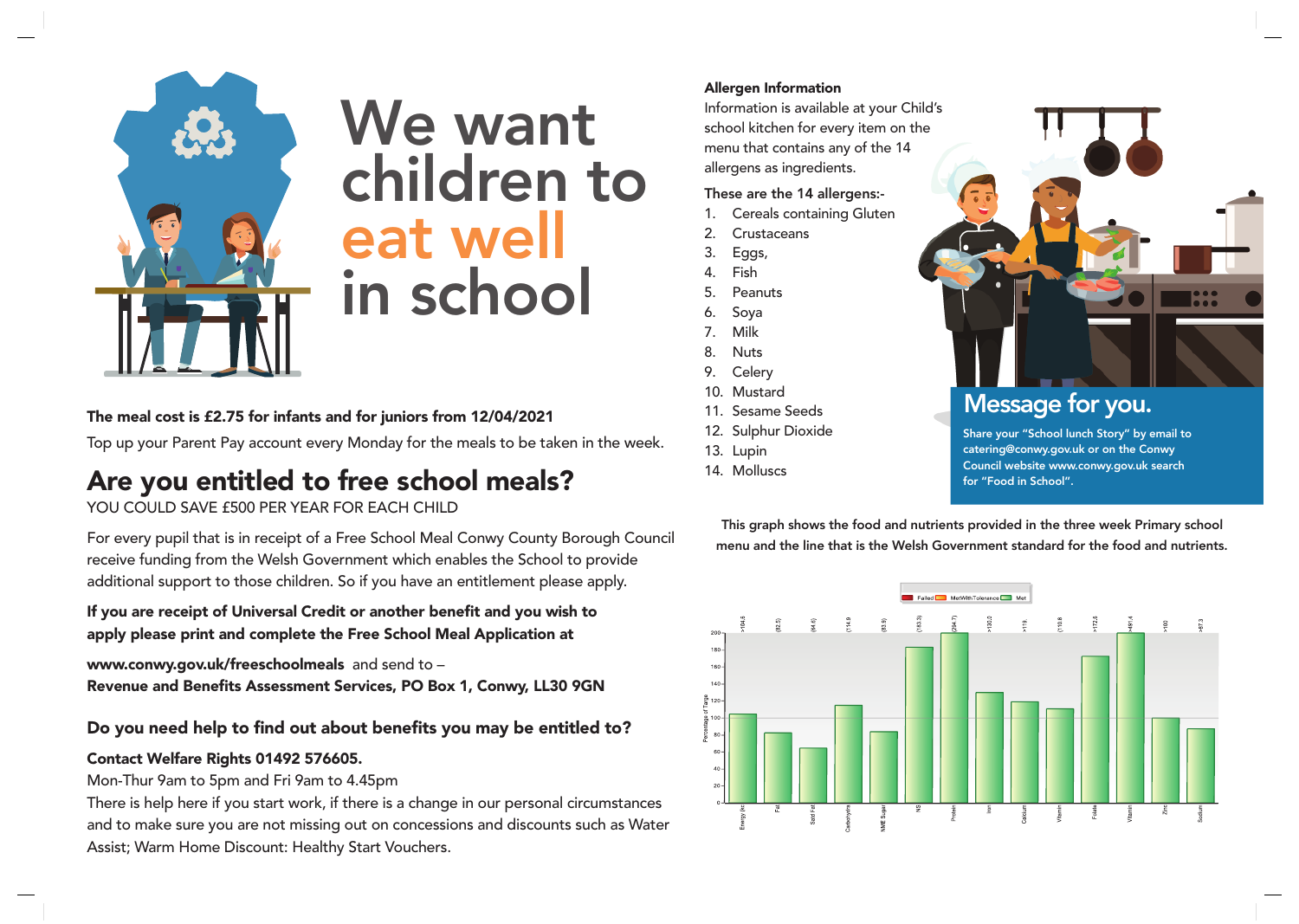# We want children to eat well in school

**The meal cost is £2.75 for infants and for juniors from 12/04/2021**

Top up your Parent Pay account every Monday for the meals to be taken in the week.

## Are you entitled to free school meals?

YOU COULD SAVE £500 PER YEAR FOR EACH CHILD

For every pupil that is in receipt of a Free School Meal Conwy County Borough Council receive funding from the Welsh Government which enables the School to provide additional support to those children. So if you have an entitlement please apply.

**If you are receipt of Universal Credit or another benefit and you wish to apply please print and complete the Free School Meal Application at**

**www.conwy.gov.uk/freeschoolmeals** and send to –
**Revenue and Benefits Assessment Services, PO Box 1, Conwy, LL30 9GN**

### Do you need help to find out about benefits you may be entitled to?

**Contact Welfare Rights 01492 576605.**

Mon-Thur 9am to 5pm and Fri 9am to 4.45pm

There is help here if you start work, if there is a change in our personal circumstances and to make sure you are not missing out on concessions and discounts such as Water Assist; Warm Home Discount: Healthy Start Vouchers.

**Allergen Information**

Information is available at your Child's school kitchen for every item on the menu that contains any of the 14 allergens as ingredients.

These are the 14 allergens:-

1. Cereals containing Gluten
2. Crustaceans
3. Eggs,
4. Fish
5. Peanuts
6. Soya
7. Milk
8. Nuts
9. Celery
10. Mustard
11. Sesame Seeds
12. Sulphur Dioxide
13. Lupin
14. Molluscs

## Message for you.

**Share your "School lunch Story" by email to catering@conwy.gov.uk or on the Conwy Council website www.conwy.gov.uk search for "Food in School".**

**This graph shows the food and nutrients provided in the three week Primary school menu and the line that is the Welsh Government standard for the food and nutrients.**

Failed | MetWithTolerance | Met

Percentage of Target

0, 20, 40, 60, 80, 100, 120, 140, 160, 180, 200

>104.8, (82.5), (64.6), (114.9), (83.9), (183.3), (294.7), >130.0, >119., (110.8), >172.8, >491.4, >100, >87.3

Energy (kc, Fat, Satd Fat, Carbohydrate, NME Sugar, NS, Protein, Iron, Calcium, Vitamin, Folate, Vitamin, Zinc, Sodium